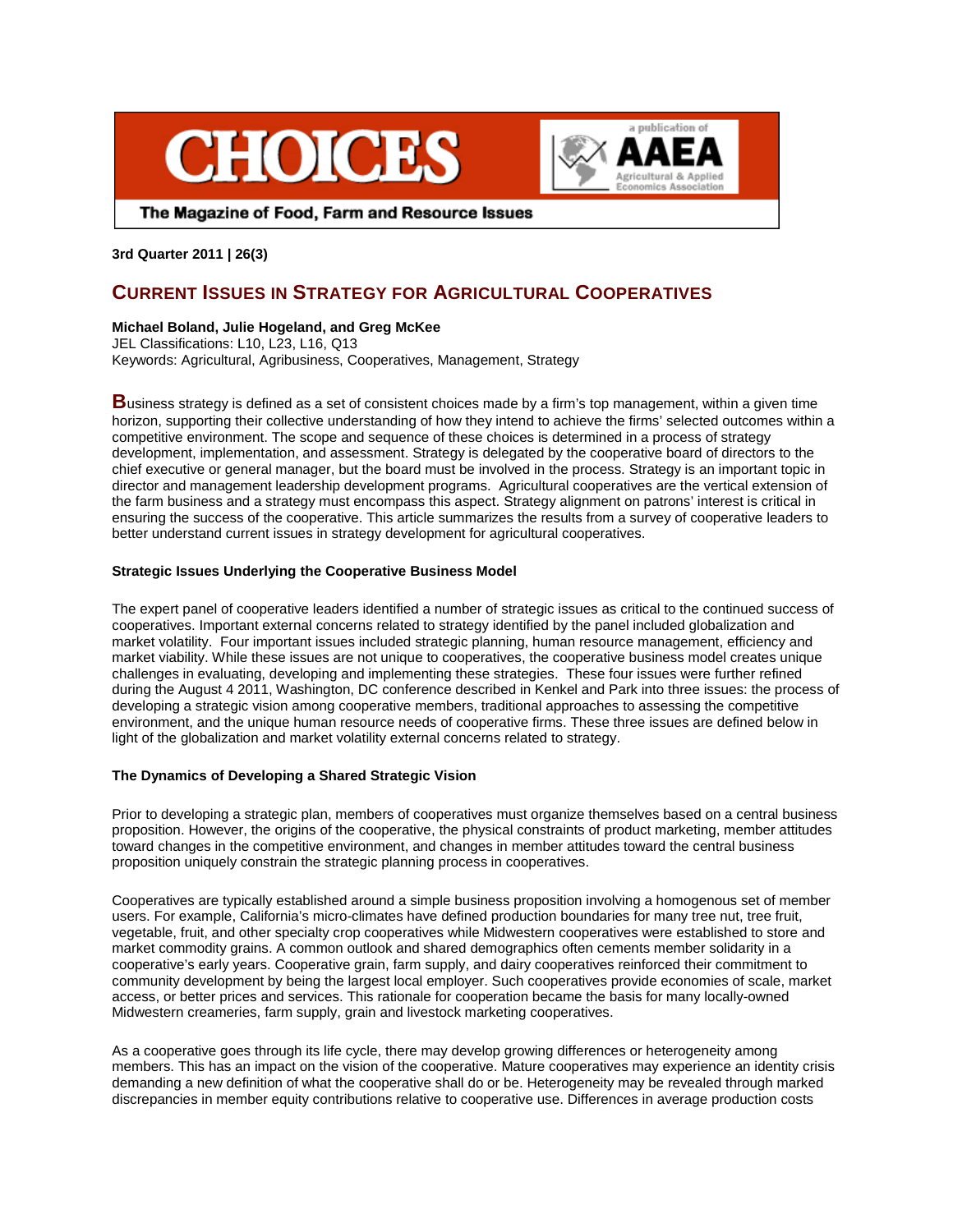# CURRENT ISSUES IN STRATEGY FOR AGRICULTURAL COOPERATIVES

**3rd Quarter 2011 | 26(3)**

**Michael Boland, Julie Hogeland, and Greg McKee**
JEL Classifications: L10, L23, L16, Q13
Keywords: Agricultural, Agribusiness, Cooperatives, Management, Strategy

**B**usiness strategy is defined as a set of consistent choices made by a firm's top management, within a given time horizon, supporting their collective understanding of how they intend to achieve the firms' selected outcomes within a competitive environment. The scope and sequence of these choices is determined in a process of strategy development, implementation, and assessment. Strategy is delegated by the cooperative board of directors to the chief executive or general manager, but the board must be involved in the process. Strategy is an important topic in director and management leadership development programs. Agricultural cooperatives are the vertical extension of the farm business and a strategy must encompass this aspect. Strategy alignment on patrons' interest is critical in ensuring the success of the cooperative. This article summarizes the results from a survey of cooperative leaders to better understand current issues in strategy development for agricultural cooperatives.

### Strategic Issues Underlying the Cooperative Business Model

The expert panel of cooperative leaders identified a number of strategic issues as critical to the continued success of cooperatives. Important external concerns related to strategy identified by the panel included globalization and market volatility. Four important issues included strategic planning, human resource management, efficiency and market viability. While these issues are not unique to cooperatives, the cooperative business model creates unique challenges in evaluating, developing and implementing these strategies. These four issues were further refined during the August 4 2011, Washington, DC conference described in Kenkel and Park into three issues: the process of developing a strategic vision among cooperative members, traditional approaches to assessing the competitive environment, and the unique human resource needs of cooperative firms. These three issues are defined below in light of the globalization and market volatility external concerns related to strategy.

### The Dynamics of Developing a Shared Strategic Vision

Prior to developing a strategic plan, members of cooperatives must organize themselves based on a central business proposition. However, the origins of the cooperative, the physical constraints of product marketing, member attitudes toward changes in the competitive environment, and changes in member attitudes toward the central business proposition uniquely constrain the strategic planning process in cooperatives.

Cooperatives are typically established around a simple business proposition involving a homogenous set of member users. For example, California's micro-climates have defined production boundaries for many tree nut, tree fruit, vegetable, fruit, and other specialty crop cooperatives while Midwestern cooperatives were established to store and market commodity grains. A common outlook and shared demographics often cements member solidarity in a cooperative's early years. Cooperative grain, farm supply, and dairy cooperatives reinforced their commitment to community development by being the largest local employer. Such cooperatives provide economies of scale, market access, or better prices and services. This rationale for cooperation became the basis for many locally-owned Midwestern creameries, farm supply, grain and livestock marketing cooperatives.

As a cooperative goes through its life cycle, there may develop growing differences or heterogeneity among members. This has an impact on the vision of the cooperative. Mature cooperatives may experience an identity crisis demanding a new definition of what the cooperative shall do or be. Heterogeneity may be revealed through marked discrepancies in member equity contributions relative to cooperative use. Differences in average production costs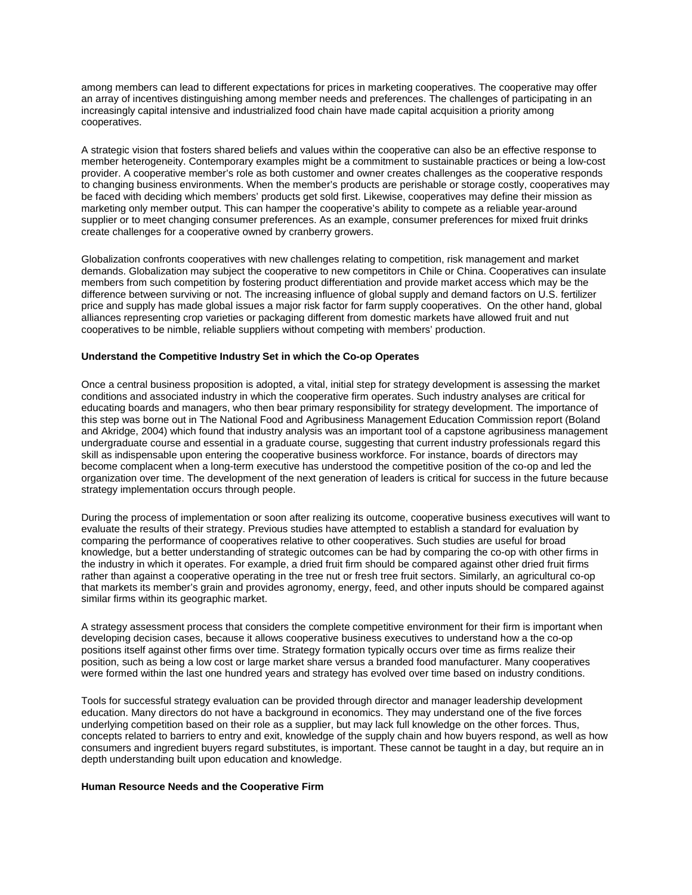among members can lead to different expectations for prices in marketing cooperatives. The cooperative may offer an array of incentives distinguishing among member needs and preferences. The challenges of participating in an increasingly capital intensive and industrialized food chain have made capital acquisition a priority among cooperatives.

A strategic vision that fosters shared beliefs and values within the cooperative can also be an effective response to member heterogeneity. Contemporary examples might be a commitment to sustainable practices or being a low-cost provider. A cooperative member's role as both customer and owner creates challenges as the cooperative responds to changing business environments. When the member's products are perishable or storage costly, cooperatives may be faced with deciding which members' products get sold first. Likewise, cooperatives may define their mission as marketing only member output. This can hamper the cooperative's ability to compete as a reliable year-around supplier or to meet changing consumer preferences. As an example, consumer preferences for mixed fruit drinks create challenges for a cooperative owned by cranberry growers.

Globalization confronts cooperatives with new challenges relating to competition, risk management and market demands. Globalization may subject the cooperative to new competitors in Chile or China. Cooperatives can insulate members from such competition by fostering product differentiation and provide market access which may be the difference between surviving or not. The increasing influence of global supply and demand factors on U.S. fertilizer price and supply has made global issues a major risk factor for farm supply cooperatives. On the other hand, global alliances representing crop varieties or packaging different from domestic markets have allowed fruit and nut cooperatives to be nimble, reliable suppliers without competing with members' production.

**Understand the Competitive Industry Set in which the Co-op Operates**

Once a central business proposition is adopted, a vital, initial step for strategy development is assessing the market conditions and associated industry in which the cooperative firm operates. Such industry analyses are critical for educating boards and managers, who then bear primary responsibility for strategy development. The importance of this step was borne out in The National Food and Agribusiness Management Education Commission report (Boland and Akridge, 2004) which found that industry analysis was an important tool of a capstone agribusiness management undergraduate course and essential in a graduate course, suggesting that current industry professionals regard this skill as indispensable upon entering the cooperative business workforce. For instance, boards of directors may become complacent when a long-term executive has understood the competitive position of the co-op and led the organization over time. The development of the next generation of leaders is critical for success in the future because strategy implementation occurs through people.

During the process of implementation or soon after realizing its outcome, cooperative business executives will want to evaluate the results of their strategy. Previous studies have attempted to establish a standard for evaluation by comparing the performance of cooperatives relative to other cooperatives. Such studies are useful for broad knowledge, but a better understanding of strategic outcomes can be had by comparing the co-op with other firms in the industry in which it operates. For example, a dried fruit firm should be compared against other dried fruit firms rather than against a cooperative operating in the tree nut or fresh tree fruit sectors. Similarly, an agricultural co-op that markets its member's grain and provides agronomy, energy, feed, and other inputs should be compared against similar firms within its geographic market.

A strategy assessment process that considers the complete competitive environment for their firm is important when developing decision cases, because it allows cooperative business executives to understand how a the co-op positions itself against other firms over time. Strategy formation typically occurs over time as firms realize their position, such as being a low cost or large market share versus a branded food manufacturer. Many cooperatives were formed within the last one hundred years and strategy has evolved over time based on industry conditions.

Tools for successful strategy evaluation can be provided through director and manager leadership development education. Many directors do not have a background in economics. They may understand one of the five forces underlying competition based on their role as a supplier, but may lack full knowledge on the other forces. Thus, concepts related to barriers to entry and exit, knowledge of the supply chain and how buyers respond, as well as how consumers and ingredient buyers regard substitutes, is important. These cannot be taught in a day, but require an in depth understanding built upon education and knowledge.

**Human Resource Needs and the Cooperative Firm**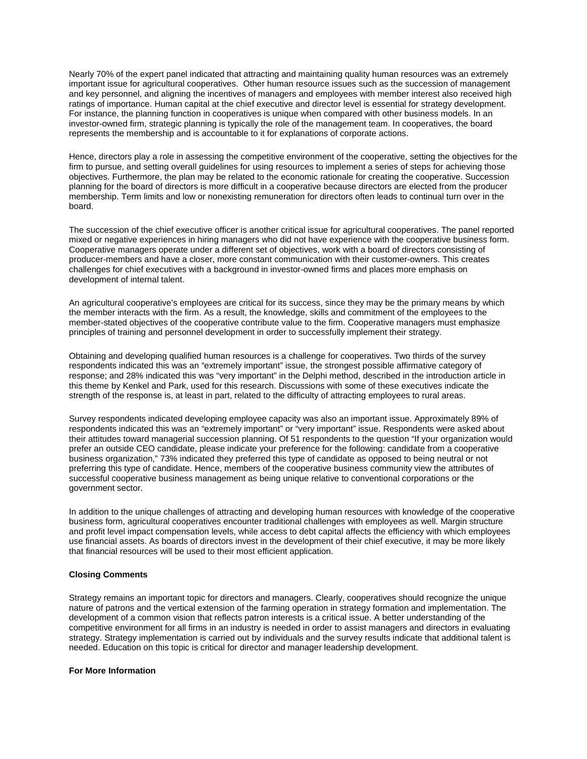Nearly 70% of the expert panel indicated that attracting and maintaining quality human resources was an extremely important issue for agricultural cooperatives. Other human resource issues such as the succession of management and key personnel, and aligning the incentives of managers and employees with member interest also received high ratings of importance. Human capital at the chief executive and director level is essential for strategy development. For instance, the planning function in cooperatives is unique when compared with other business models. In an investor-owned firm, strategic planning is typically the role of the management team. In cooperatives, the board represents the membership and is accountable to it for explanations of corporate actions.

Hence, directors play a role in assessing the competitive environment of the cooperative, setting the objectives for the firm to pursue, and setting overall guidelines for using resources to implement a series of steps for achieving those objectives. Furthermore, the plan may be related to the economic rationale for creating the cooperative. Succession planning for the board of directors is more difficult in a cooperative because directors are elected from the producer membership. Term limits and low or nonexisting remuneration for directors often leads to continual turn over in the board.

The succession of the chief executive officer is another critical issue for agricultural cooperatives. The panel reported mixed or negative experiences in hiring managers who did not have experience with the cooperative business form. Cooperative managers operate under a different set of objectives, work with a board of directors consisting of producer-members and have a closer, more constant communication with their customer-owners. This creates challenges for chief executives with a background in investor-owned firms and places more emphasis on development of internal talent.

An agricultural cooperative's employees are critical for its success, since they may be the primary means by which the member interacts with the firm. As a result, the knowledge, skills and commitment of the employees to the member-stated objectives of the cooperative contribute value to the firm. Cooperative managers must emphasize principles of training and personnel development in order to successfully implement their strategy.

Obtaining and developing qualified human resources is a challenge for cooperatives. Two thirds of the survey respondents indicated this was an "extremely important" issue, the strongest possible affirmative category of response; and 28% indicated this was "very important" in the Delphi method, described in the introduction article in this theme by Kenkel and Park, used for this research. Discussions with some of these executives indicate the strength of the response is, at least in part, related to the difficulty of attracting employees to rural areas.

Survey respondents indicated developing employee capacity was also an important issue. Approximately 89% of respondents indicated this was an "extremely important" or "very important" issue. Respondents were asked about their attitudes toward managerial succession planning. Of 51 respondents to the question "If your organization would prefer an outside CEO candidate, please indicate your preference for the following: candidate from a cooperative business organization," 73% indicated they preferred this type of candidate as opposed to being neutral or not preferring this type of candidate. Hence, members of the cooperative business community view the attributes of successful cooperative business management as being unique relative to conventional corporations or the government sector.

In addition to the unique challenges of attracting and developing human resources with knowledge of the cooperative business form, agricultural cooperatives encounter traditional challenges with employees as well. Margin structure and profit level impact compensation levels, while access to debt capital affects the efficiency with which employees use financial assets. As boards of directors invest in the development of their chief executive, it may be more likely that financial resources will be used to their most efficient application.

**Closing Comments**

Strategy remains an important topic for directors and managers. Clearly, cooperatives should recognize the unique nature of patrons and the vertical extension of the farming operation in strategy formation and implementation. The development of a common vision that reflects patron interests is a critical issue. A better understanding of the competitive environment for all firms in an industry is needed in order to assist managers and directors in evaluating strategy. Strategy implementation is carried out by individuals and the survey results indicate that additional talent is needed. Education on this topic is critical for director and manager leadership development.

**For More Information**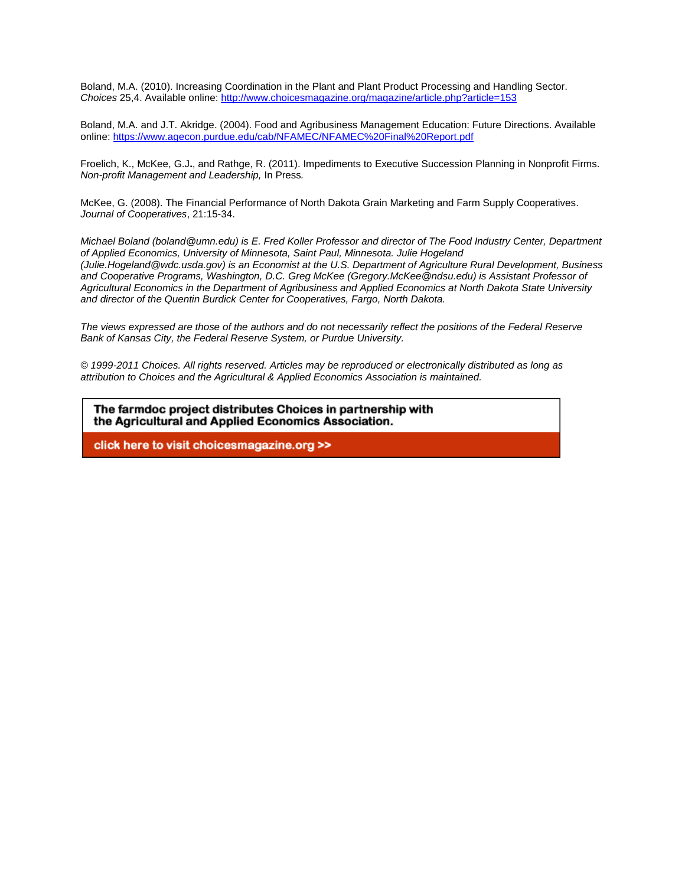Boland, M.A. (2010). Increasing Coordination in the Plant and Plant Product Processing and Handling Sector. *Choices* 25,4. Available online: [http://www.choicesmagazine.org/magazine/article.php?article=153](http://www.choicesmagazine.org/magazine/article.php?article=153)

Boland, M.A. and J.T. Akridge. (2004). Food and Agribusiness Management Education: Future Directions. Available online: [https://www.agecon.purdue.edu/cab/NFAMEC/NFAMEC%20Final%20Report.pdf](https://www.agecon.purdue.edu/cab/NFAMEC/NFAMEC%20Final%20Report.pdf)

Froelich, K., McKee, G.J., and Rathge, R. (2011). Impediments to Executive Succession Planning in Nonprofit Firms. *Non-profit Management and Leadership,* In Press*.*

McKee, G. (2008). The Financial Performance of North Dakota Grain Marketing and Farm Supply Cooperatives. *Journal of Cooperatives*, 21:15-34.

*Michael Boland (boland@umn.edu) is E. Fred Koller Professor and director of The Food Industry Center, Department of Applied Economics, University of Minnesota, Saint Paul, Minnesota. Julie Hogeland (Julie.Hogeland@wdc.usda.gov) is an Economist at the U.S. Department of Agriculture Rural Development, Business and Cooperative Programs, Washington, D.C. Greg McKee (Gregory.McKee@ndsu.edu) is Assistant Professor of Agricultural Economics in the Department of Agribusiness and Applied Economics at North Dakota State University and director of the Quentin Burdick Center for Cooperatives, Fargo, North Dakota.*

*The views expressed are those of the authors and do not necessarily reflect the positions of the Federal Reserve Bank of Kansas City, the Federal Reserve System, or Purdue University.*

*© 1999-2011 Choices. All rights reserved. Articles may be reproduced or electronically distributed as long as attribution to Choices and the Agricultural & Applied Economics Association is maintained.*

**The farmdoc project distributes Choices in partnership with the Agricultural and Applied Economics Association.**

**click here to visit choicesmagazine.org >>**